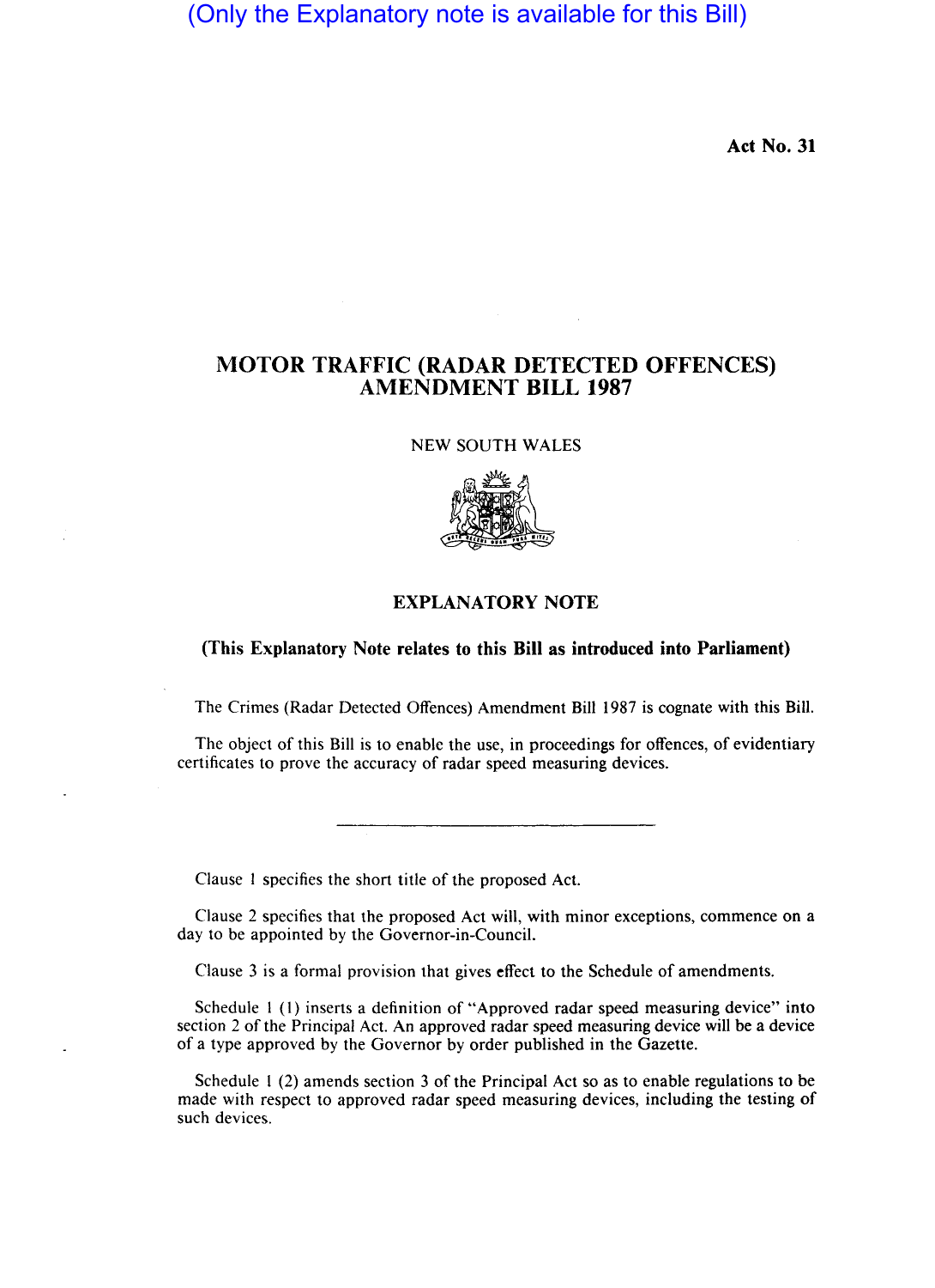(Only the Explanatory note is available for this Bill)

**Act No. 31**

# MOTOR TRAFFIC (RADAR DETECTED OFFENCES) AMENDMENT BILL 1987

NEW SOUTH WALES

## EXPLANATORY NOTE

**(This Explanatory Note relates to this Bill as introduced into Parliament)**

The Crimes (Radar Detected Offences) Amendment Bill 1987 is cognate with this Bill.

The object of this Bill is to enable the use, in proceedings for offences, of evidentiary certificates to prove the accuracy of radar speed measuring devices.

---

Clause 1 specifies the short title of the proposed Act.

Clause 2 specifies that the proposed Act will, with minor exceptions, commence on a day to be appointed by the Governor-in-Council.

Clause 3 is a formal provision that gives effect to the Schedule of amendments.

Schedule 1 (1) inserts a definition of "Approved radar speed measuring device" into section 2 of the Principal Act. An approved radar speed measuring device will be a device of a type approved by the Governor by order published in the Gazette.

Schedule 1 (2) amends section 3 of the Principal Act so as to enable regulations to be made with respect to approved radar speed measuring devices, including the testing of such devices.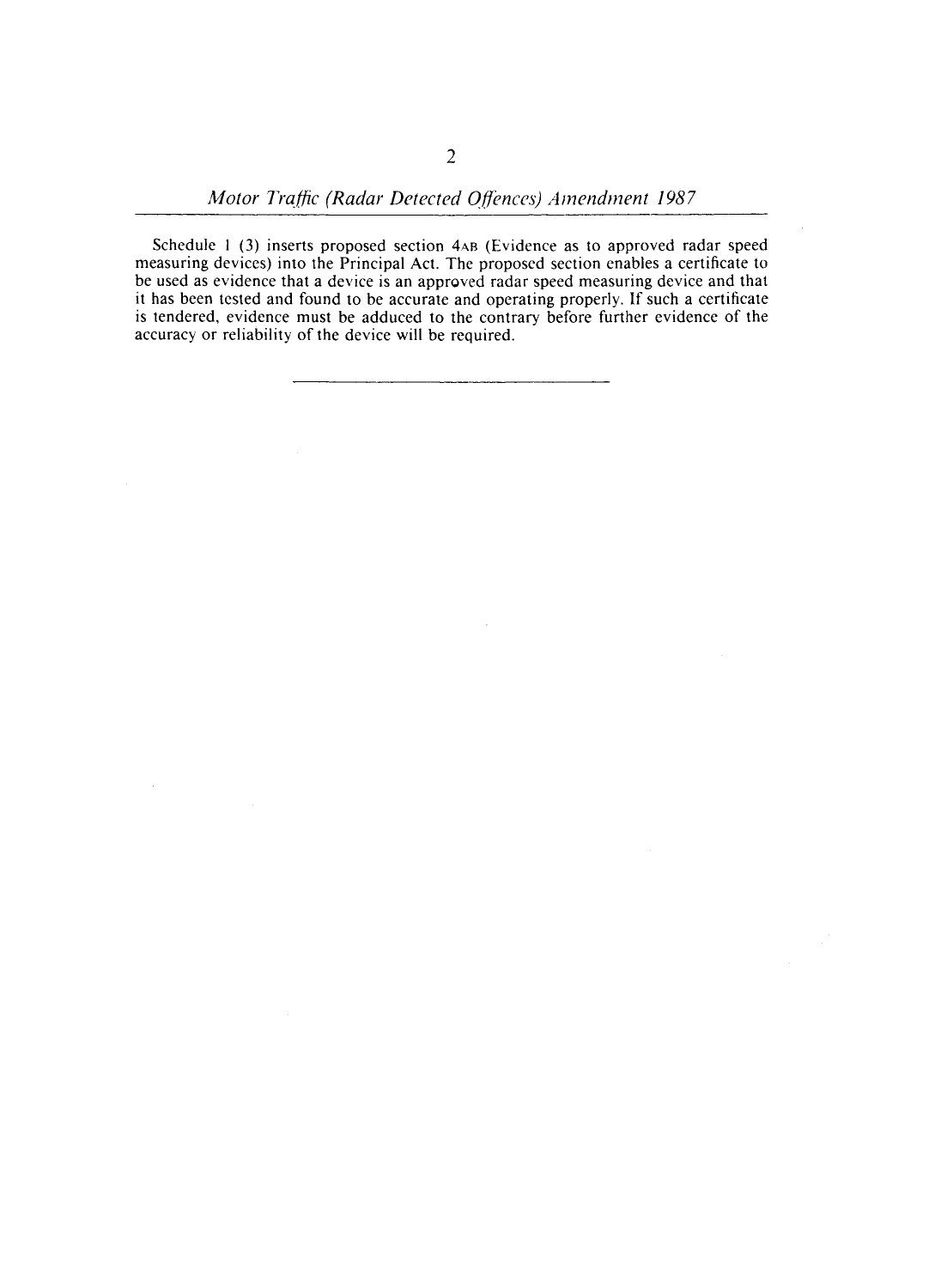Schedule 1 (3) inserts proposed section 4AB (Evidence as to approved radar speed measuring devices) into the Principal Act. The proposed section enables a certificate to be used as evidence that a device is an approved radar speed measuring device and that it has been tested and found to be accurate and operating properly. If such a certificate is tendered, evidence must be adduced to the contrary before further evidence of the accuracy or reliability of the device will be required.